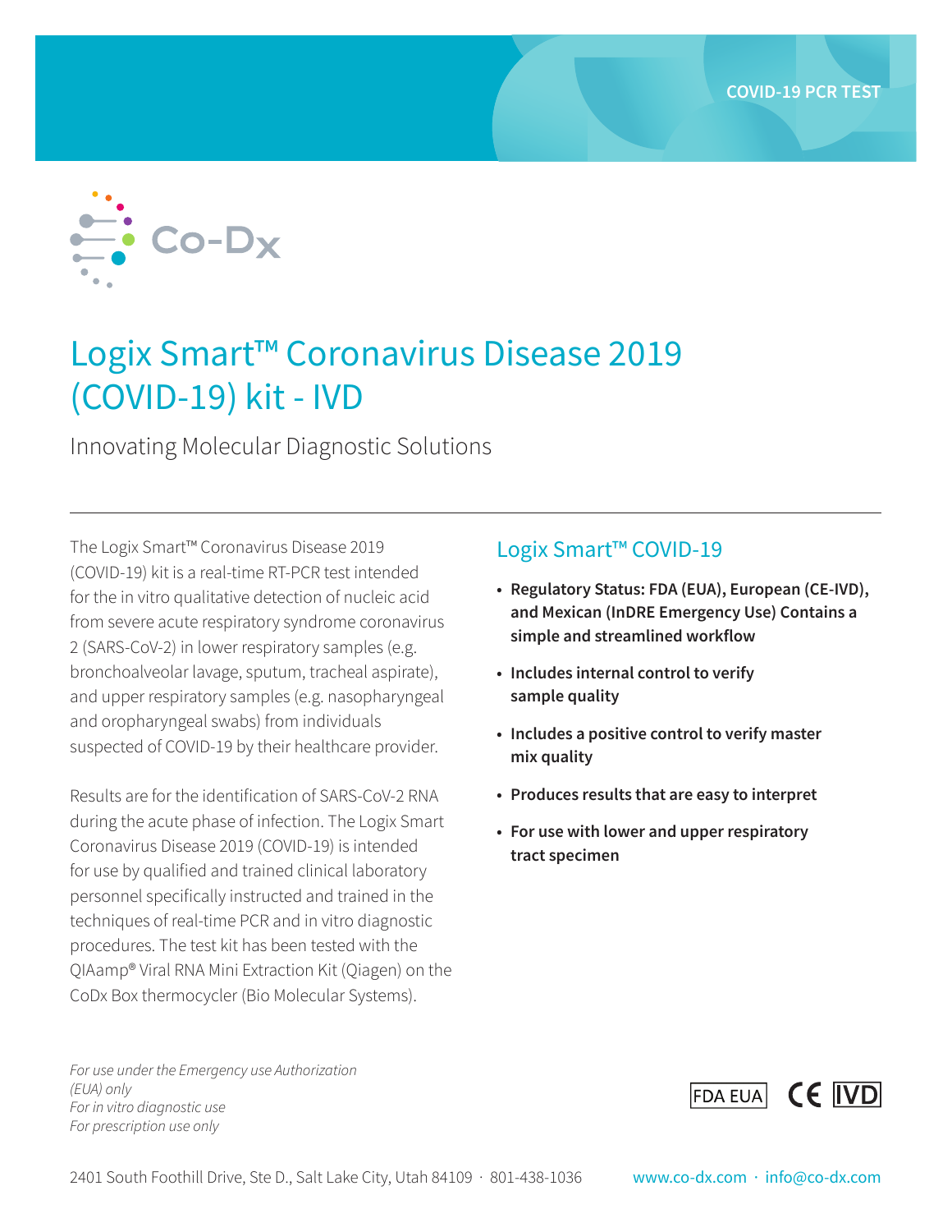COVID-19 PCR TEST

Co-Dx

# Logix Smart™ Coronavirus Disease 2019 (COVID-19) kit - IVD

Innovating Molecular Diagnostic Solutions

---

The Logix Smart™ Coronavirus Disease 2019 (COVID-19) kit is a real-time RT-PCR test intended for the in vitro qualitative detection of nucleic acid from severe acute respiratory syndrome coronavirus 2 (SARS-CoV-2) in lower respiratory samples (e.g. bronchoalveolar lavage, sputum, tracheal aspirate), and upper respiratory samples (e.g. nasopharyngeal and oropharyngeal swabs) from individuals suspected of COVID-19 by their healthcare provider.

Results are for the identification of SARS-CoV-2 RNA during the acute phase of infection. The Logix Smart Coronavirus Disease 2019 (COVID-19) is intended for use by qualified and trained clinical laboratory personnel specifically instructed and trained in the techniques of real-time PCR and in vitro diagnostic procedures. The test kit has been tested with the QIAamp® Viral RNA Mini Extraction Kit (Qiagen) on the CoDx Box thermocycler (Bio Molecular Systems).

## Logix Smart™ COVID-19

- **Regulatory Status: FDA (EUA), European (CE-IVD), and Mexican (InDRE Emergency Use) Contains a simple and streamlined workflow**
- **Includes internal control to verify sample quality**
- **Includes a positive control to verify master mix quality**
- **Produces results that are easy to interpret**
- **For use with lower and upper respiratory tract specimen**

*For use under the Emergency use Authorization (EUA) only*
*For in vitro diagnostic use*
*For prescription use only*

FDA EUA CE IVD

2401 South Foothill Drive, Ste D., Salt Lake City, Utah 84109 · 801-438-1036 www.co-dx.com · info@co-dx.com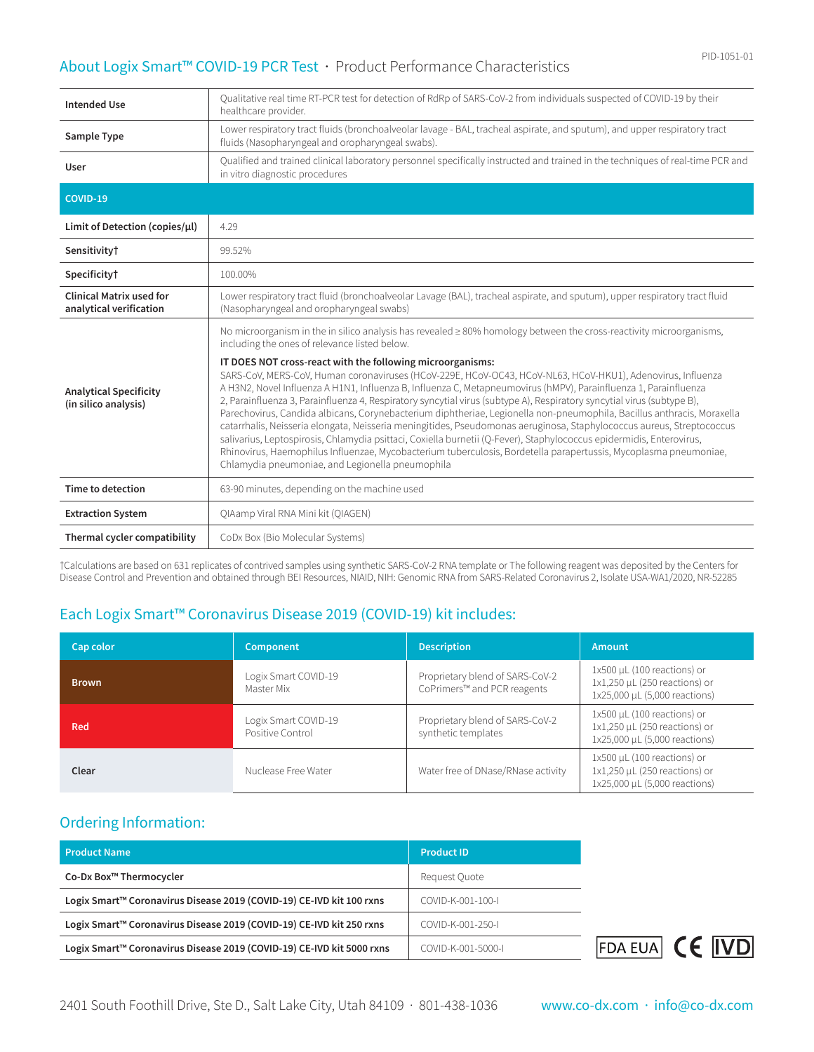## About Logix Smart™ COVID-19 PCR Test · Product Performance Characteristics

PID-1051-01

| | |
|---|---|
| **Intended Use** | Qualitative real time RT-PCR test for detection of RdRp of SARS-CoV-2 from individuals suspected of COVID-19 by their healthcare provider. |
| **Sample Type** | Lower respiratory tract fluids (bronchoalveolar lavage - BAL, tracheal aspirate, and sputum), and upper respiratory tract fluids (Nasopharyngeal and oropharyngeal swabs). |
| **User** | Qualified and trained clinical laboratory personnel specifically instructed and trained in the techniques of real-time PCR and in vitro diagnostic procedures |
| **COVID-19** | |
| **Limit of Detection (copies/µl)** | 4.29 |
| **Sensitivity†** | 99.52% |
| **Specificity†** | 100.00% |
| **Clinical Matrix used for analytical verification** | Lower respiratory tract fluid (bronchoalveolar Lavage (BAL), tracheal aspirate, and sputum), upper respiratory tract fluid (Nasopharyngeal and oropharyngeal swabs) |
| **Analytical Specificity (in silico analysis)** | No microorganism in the in silico analysis has revealed ≥ 80% homology between the cross-reactivity microorganisms, including the ones of relevance listed below. **IT DOES NOT cross-react with the following microorganisms:** SARS-CoV, MERS-CoV, Human coronaviruses (HCoV-229E, HCoV-OC43, HCoV-NL63, HCoV-HKU1), Adenovirus, Influenza A H3N2, Novel Influenza A H1N1, Influenza B, Influenza C, Metapneumovirus (hMPV), Parainfluenza 1, Parainfluenza 2, Parainfluenza 3, Parainfluenza 4, Respiratory syncytial virus (subtype A), Respiratory syncytial virus (subtype B), Parechovirus, Candida albicans, Corynebacterium diphtheriae, Legionella non-pneumophila, Bacillus anthracis, Moraxella catarrhalis, Neisseria elongata, Neisseria meningitides, Pseudomonas aeruginosa, Staphylococcus aureus, Streptococcus salivarius, Leptospirosis, Chlamydia psittaci, Coxiella burnetii (Q-Fever), Staphylococcus epidermidis, Enterovirus, Rhinovirus, Haemophilus Influenzae, Mycobacterium tuberculosis, Bordetella parapertussis, Mycoplasma pneumoniae, Chlamydia pneumoniae, and Legionella pneumophila |
| **Time to detection** | 63-90 minutes, depending on the machine used |
| **Extraction System** | QIAamp Viral RNA Mini kit (QIAGEN) |
| **Thermal cycler compatibility** | CoDx Box (Bio Molecular Systems) |

†Calculations are based on 631 replicates of contrived samples using synthetic SARS-CoV-2 RNA template or The following reagent was deposited by the Centers for Disease Control and Prevention and obtained through BEI Resources, NIAID, NIH: Genomic RNA from SARS-Related Coronavirus 2, Isolate USA-WA1/2020, NR-52285

## Each Logix Smart™ Coronavirus Disease 2019 (COVID-19) kit includes:

| Cap color | Component | Description | Amount |
|---|---|---|---|
| Brown | Logix Smart COVID-19 Master Mix | Proprietary blend of SARS-CoV-2 CoPrimers™ and PCR reagents | 1x500 µL (100 reactions) or 1x1,250 µL (250 reactions) or 1x25,000 µL (5,000 reactions) |
| Red | Logix Smart COVID-19 Positive Control | Proprietary blend of SARS-CoV-2 synthetic templates | 1x500 µL (100 reactions) or 1x1,250 µL (250 reactions) or 1x25,000 µL (5,000 reactions) |
| Clear | Nuclease Free Water | Water free of DNase/RNase activity | 1x500 µL (100 reactions) or 1x1,250 µL (250 reactions) or 1x25,000 µL (5,000 reactions) |

## Ordering Information:

| Product Name | Product ID |
|---|---|
| **Co-Dx Box™ Thermocycler** | Request Quote |
| **Logix Smart™ Coronavirus Disease 2019 (COVID-19) CE-IVD kit 100 rxns** | COVID-K-001-100-I |
| **Logix Smart™ Coronavirus Disease 2019 (COVID-19) CE-IVD kit 250 rxns** | COVID-K-001-250-I |
| **Logix Smart™ Coronavirus Disease 2019 (COVID-19) CE-IVD kit 5000 rxns** | COVID-K-001-5000-I |

FDA EUA CE IVD

2401 South Foothill Drive, Ste D., Salt Lake City, Utah 84109 · 801-438-1036 www.co-dx.com · info@co-dx.com